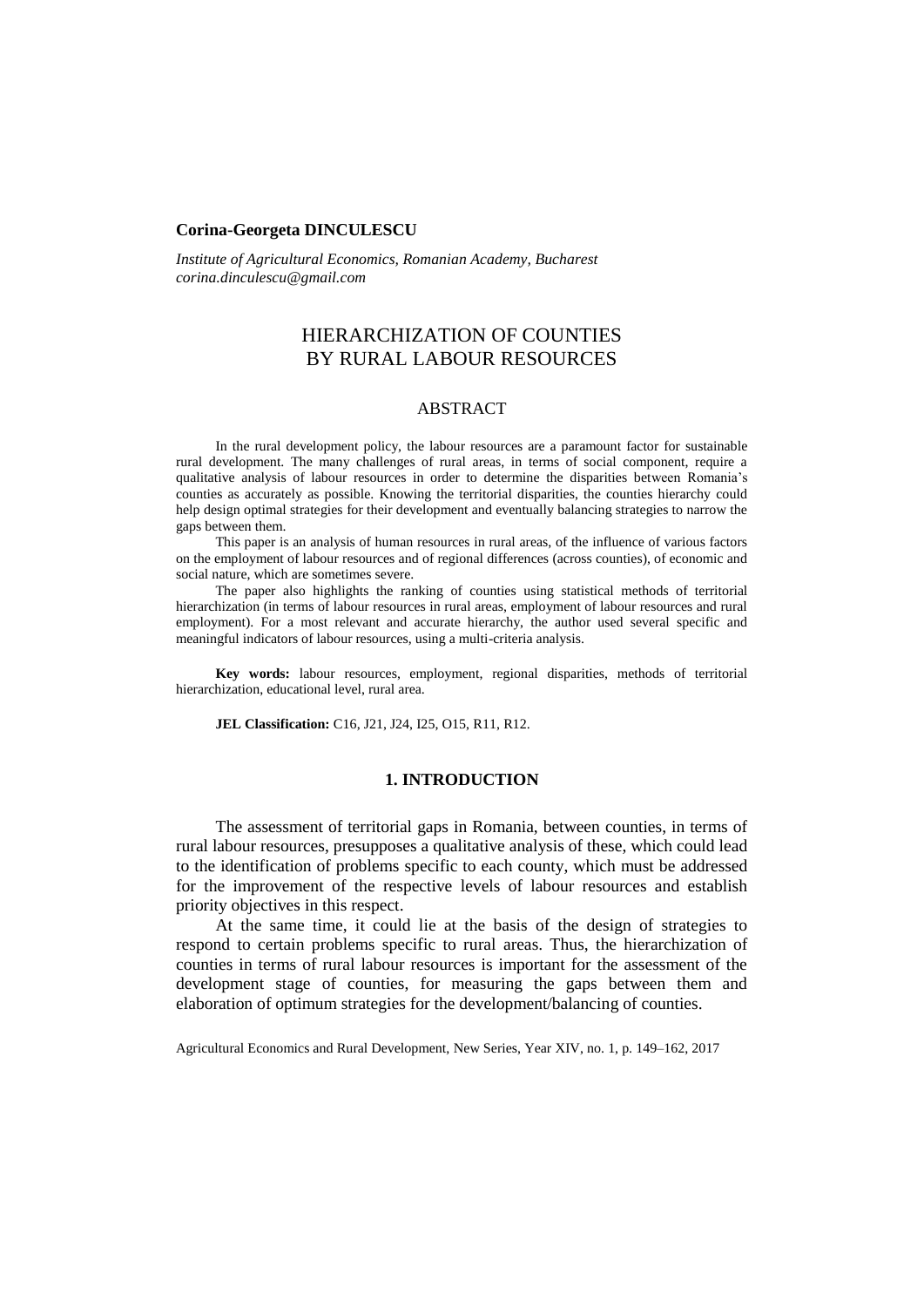**Corina-Georgeta DINCULESCU**

*Institute of Agricultural Economics, Romanian Academy, Bucharest*
*corina.dinculescu@gmail.com*

# HIERARCHIZATION OF COUNTIES BY RURAL LABOUR RESOURCES

## ABSTRACT

In the rural development policy, the labour resources are a paramount factor for sustainable rural development. The many challenges of rural areas, in terms of social component, require a qualitative analysis of labour resources in order to determine the disparities between Romania's counties as accurately as possible. Knowing the territorial disparities, the counties hierarchy could help design optimal strategies for their development and eventually balancing strategies to narrow the gaps between them.

This paper is an analysis of human resources in rural areas, of the influence of various factors on the employment of labour resources and of regional differences (across counties), of economic and social nature, which are sometimes severe.

The paper also highlights the ranking of counties using statistical methods of territorial hierarchization (in terms of labour resources in rural areas, employment of labour resources and rural employment). For a most relevant and accurate hierarchy, the author used several specific and meaningful indicators of labour resources, using a multi-criteria analysis.

**Key words:** labour resources, employment, regional disparities, methods of territorial hierarchization, educational level, rural area.

**JEL Classification:** C16, J21, J24, I25, O15, R11, R12.

## 1. INTRODUCTION

The assessment of territorial gaps in Romania, between counties, in terms of rural labour resources, presupposes a qualitative analysis of these, which could lead to the identification of problems specific to each county, which must be addressed for the improvement of the respective levels of labour resources and establish priority objectives in this respect.

At the same time, it could lie at the basis of the design of strategies to respond to certain problems specific to rural areas. Thus, the hierarchization of counties in terms of rural labour resources is important for the assessment of the development stage of counties, for measuring the gaps between them and elaboration of optimum strategies for the development/balancing of counties.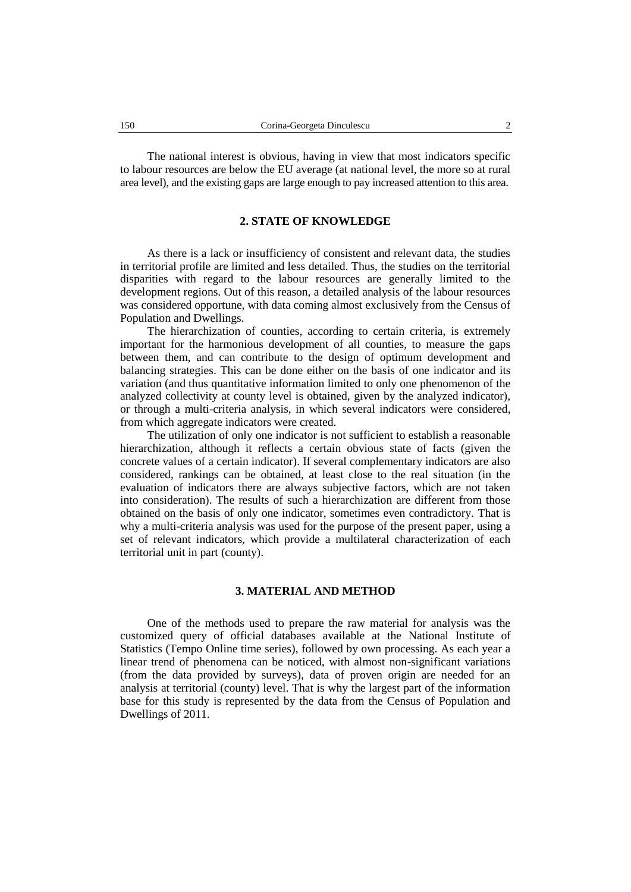The national interest is obvious, having in view that most indicators specific to labour resources are below the EU average (at national level, the more so at rural area level), and the existing gaps are large enough to pay increased attention to this area.

## 2. STATE OF KNOWLEDGE

As there is a lack or insufficiency of consistent and relevant data, the studies in territorial profile are limited and less detailed. Thus, the studies on the territorial disparities with regard to the labour resources are generally limited to the development regions. Out of this reason, a detailed analysis of the labour resources was considered opportune, with data coming almost exclusively from the Census of Population and Dwellings.

The hierarchization of counties, according to certain criteria, is extremely important for the harmonious development of all counties, to measure the gaps between them, and can contribute to the design of optimum development and balancing strategies. This can be done either on the basis of one indicator and its variation (and thus quantitative information limited to only one phenomenon of the analyzed collectivity at county level is obtained, given by the analyzed indicator), or through a multi-criteria analysis, in which several indicators were considered, from which aggregate indicators were created.

The utilization of only one indicator is not sufficient to establish a reasonable hierarchization, although it reflects a certain obvious state of facts (given the concrete values of a certain indicator). If several complementary indicators are also considered, rankings can be obtained, at least close to the real situation (in the evaluation of indicators there are always subjective factors, which are not taken into consideration). The results of such a hierarchization are different from those obtained on the basis of only one indicator, sometimes even contradictory. That is why a multi-criteria analysis was used for the purpose of the present paper, using a set of relevant indicators, which provide a multilateral characterization of each territorial unit in part (county).

## 3. MATERIAL AND METHOD

One of the methods used to prepare the raw material for analysis was the customized query of official databases available at the National Institute of Statistics (Tempo Online time series), followed by own processing. As each year a linear trend of phenomena can be noticed, with almost non-significant variations (from the data provided by surveys), data of proven origin are needed for an analysis at territorial (county) level. That is why the largest part of the information base for this study is represented by the data from the Census of Population and Dwellings of 2011.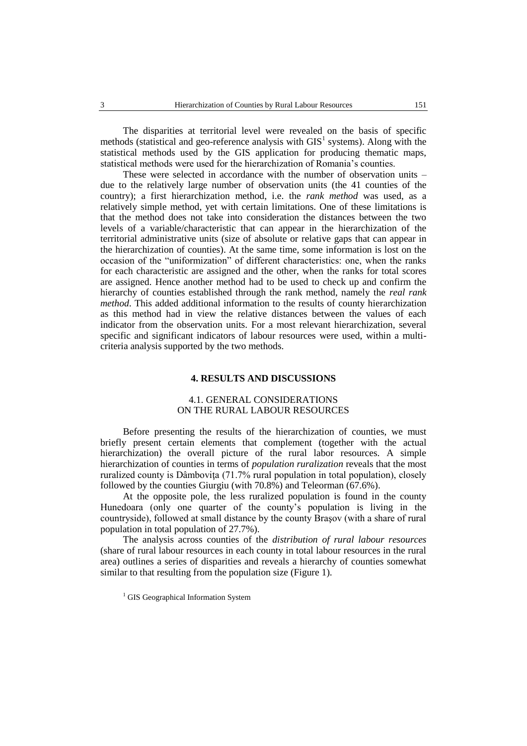The disparities at territorial level were revealed on the basis of specific methods (statistical and geo-reference analysis with GIS[1] systems). Along with the statistical methods used by the GIS application for producing thematic maps, statistical methods were used for the hierarchization of Romania's counties.

These were selected in accordance with the number of observation units – due to the relatively large number of observation units (the 41 counties of the country); a first hierarchization method, i.e. the *rank method* was used, as a relatively simple method, yet with certain limitations. One of these limitations is that the method does not take into consideration the distances between the two levels of a variable/characteristic that can appear in the hierarchization of the territorial administrative units (size of absolute or relative gaps that can appear in the hierarchization of counties). At the same time, some information is lost on the occasion of the "uniformization" of different characteristics: one, when the ranks for each characteristic are assigned and the other, when the ranks for total scores are assigned. Hence another method had to be used to check up and confirm the hierarchy of counties established through the rank method, namely the *real rank method*. This added additional information to the results of county hierarchization as this method had in view the relative distances between the values of each indicator from the observation units. For a most relevant hierarchization, several specific and significant indicators of labour resources were used, within a multi-criteria analysis supported by the two methods.

## 4. RESULTS AND DISCUSSIONS

### 4.1. GENERAL CONSIDERATIONS ON THE RURAL LABOUR RESOURCES

Before presenting the results of the hierarchization of counties, we must briefly present certain elements that complement (together with the actual hierarchization) the overall picture of the rural labor resources. A simple hierarchization of counties in terms of *population ruralization* reveals that the most ruralized county is Dâmbovița (71.7% rural population in total population), closely followed by the counties Giurgiu (with 70.8%) and Teleorman (67.6%).

At the opposite pole, the less ruralized population is found in the county Hunedoara (only one quarter of the county's population is living in the countryside), followed at small distance by the county Braşov (with a share of rural population in total population of 27.7%).

The analysis across counties of the *distribution of rural labour resources* (share of rural labour resources in each county in total labour resources in the rural area) outlines a series of disparities and reveals a hierarchy of counties somewhat similar to that resulting from the population size (Figure 1).

[1] GIS Geographical Information System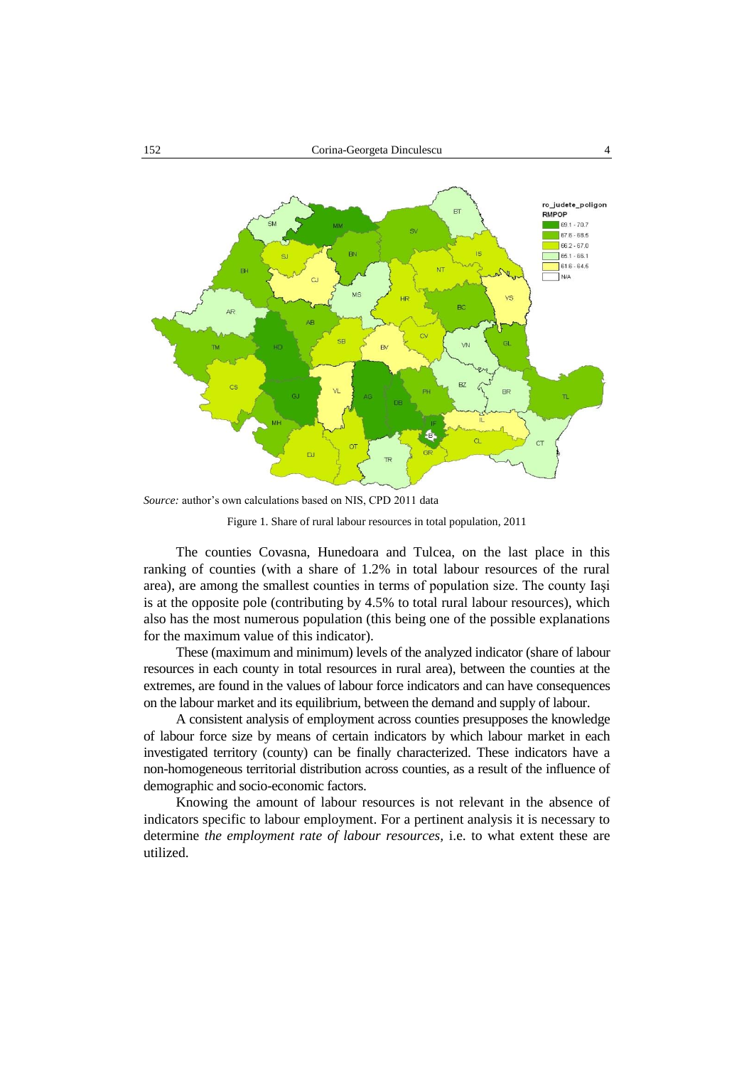ro_judete_poligon
RMPOP
69.1 - 70.7
67.6 - 68.5
66.2 - 67.0
65.1 - 66.1
61.6 - 64.5
N/A

*Source:* author's own calculations based on NIS, CPD 2011 data

Figure 1. Share of rural labour resources in total population, 2011

The counties Covasna, Hunedoara and Tulcea, on the last place in this ranking of counties (with a share of 1.2% in total labour resources of the rural area), are among the smallest counties in terms of population size. The county Iaşi is at the opposite pole (contributing by 4.5% to total rural labour resources), which also has the most numerous population (this being one of the possible explanations for the maximum value of this indicator).

These (maximum and minimum) levels of the analyzed indicator (share of labour resources in each county in total resources in rural area), between the counties at the extremes, are found in the values of labour force indicators and can have consequences on the labour market and its equilibrium, between the demand and supply of labour.

A consistent analysis of employment across counties presupposes the knowledge of labour force size by means of certain indicators by which labour market in each investigated territory (county) can be finally characterized. These indicators have a non-homogeneous territorial distribution across counties, as a result of the influence of demographic and socio-economic factors.

Knowing the amount of labour resources is not relevant in the absence of indicators specific to labour employment. For a pertinent analysis it is necessary to determine *the employment rate of labour resources,* i.e. to what extent these are utilized.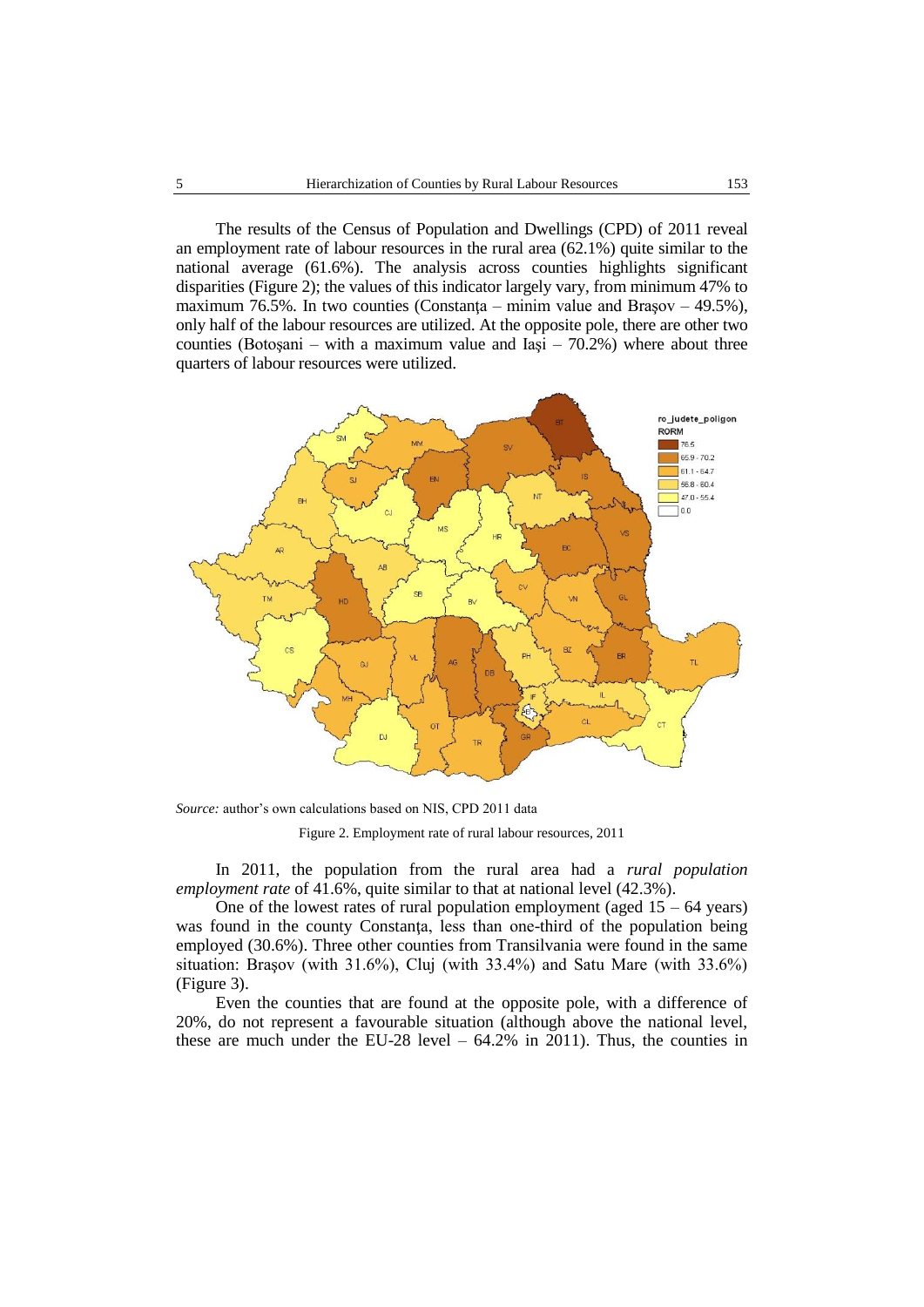The results of the Census of Population and Dwellings (CPD) of 2011 reveal an employment rate of labour resources in the rural area (62.1%) quite similar to the national average (61.6%). The analysis across counties highlights significant disparities (Figure 2); the values of this indicator largely vary, from minimum 47% to maximum 76.5%. In two counties (Constanța – minim value and Brașov – 49.5%), only half of the labour resources are utilized. At the opposite pole, there are other two counties (Botoșani – with a maximum value and Iași – 70.2%) where about three quarters of labour resources were utilized.

ro_judete_poligon
RORM
76.5
65.9 - 70.2
61.1 - 64.7
56.8 - 60.4
47.0 - 55.4
0.0

SM, MM, SV, BT, SJ, BN, IS, BH, CJ, NT, MS, HR, VS, AR, BC, AB, CV, TM, HD, SB, BV, VN, GL, CS, GJ, VL, AG, PH, BZ, BR, TL, DB, IF, IL, MH, B, CL, CT, OT, DJ, TR, GR

*Source:* author's own calculations based on NIS, CPD 2011 data

Figure 2. Employment rate of rural labour resources, 2011

In 2011, the population from the rural area had a *rural population employment rate* of 41.6%, quite similar to that at national level (42.3%).

One of the lowest rates of rural population employment (aged 15 – 64 years) was found in the county Constanța, less than one-third of the population being employed (30.6%). Three other counties from Transilvania were found in the same situation: Brașov (with 31.6%), Cluj (with 33.4%) and Satu Mare (with 33.6%) (Figure 3).

Even the counties that are found at the opposite pole, with a difference of 20%, do not represent a favourable situation (although above the national level, these are much under the EU-28 level – 64.2% in 2011). Thus, the counties in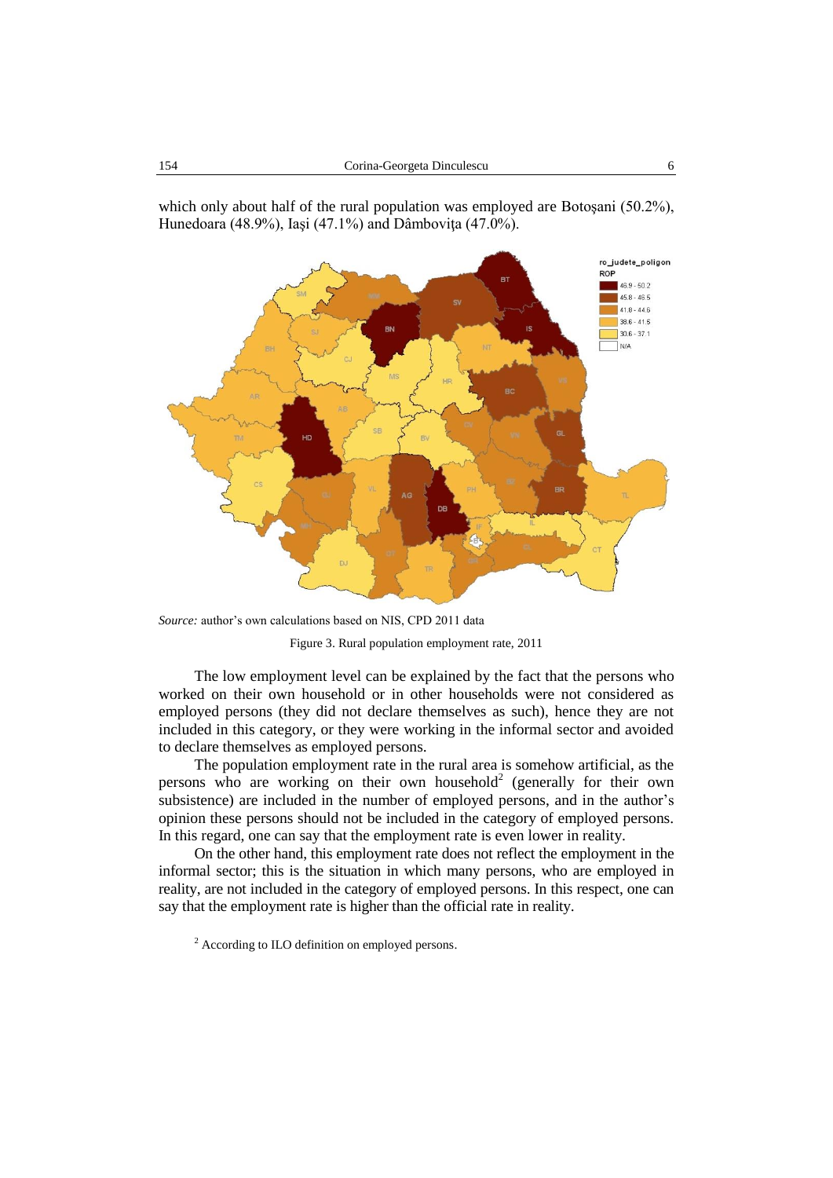which only about half of the rural population was employed are Botoşani (50.2%), Hunedoara (48.9%), Iaşi (47.1%) and Dâmboviţa (47.0%).

ro_judete_poligon
ROP
46.9 - 50.2
45.8 - 46.5
41.8 - 44.6
38.6 - 41.5
30.6 - 37.1
N/A

*Source:* author's own calculations based on NIS, CPD 2011 data

Figure 3. Rural population employment rate, 2011

The low employment level can be explained by the fact that the persons who worked on their own household or in other households were not considered as employed persons (they did not declare themselves as such), hence they are not included in this category, or they were working in the informal sector and avoided to declare themselves as employed persons.

The population employment rate in the rural area is somehow artificial, as the persons who are working on their own household[2] (generally for their own subsistence) are included in the number of employed persons, and in the author's opinion these persons should not be included in the category of employed persons. In this regard, one can say that the employment rate is even lower in reality.

On the other hand, this employment rate does not reflect the employment in the informal sector; this is the situation in which many persons, who are employed in reality, are not included in the category of employed persons. In this respect, one can say that the employment rate is higher than the official rate in reality.

[2] According to ILO definition on employed persons.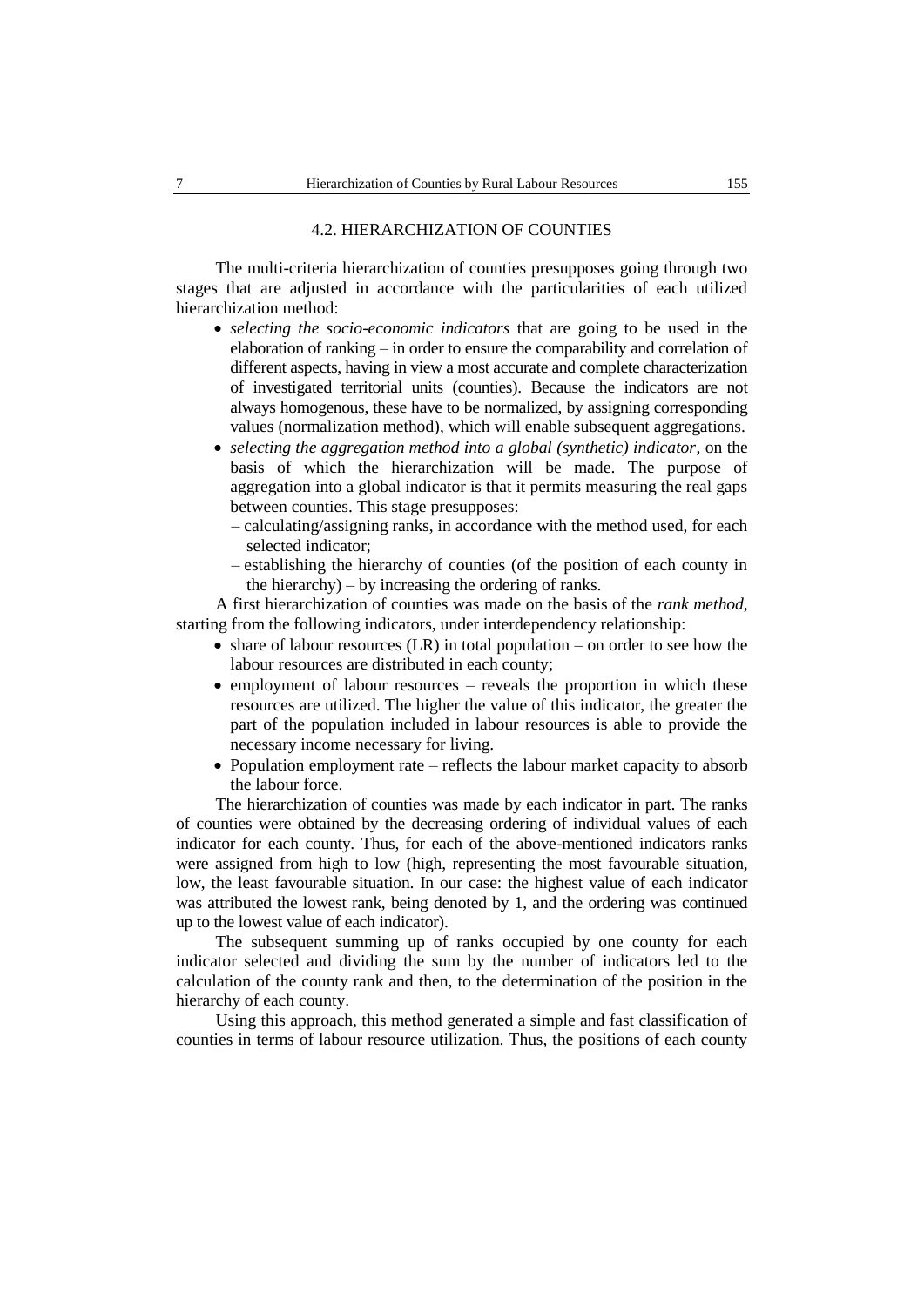## 4.2. HIERARCHIZATION OF COUNTIES

The multi-criteria hierarchization of counties presupposes going through two stages that are adjusted in accordance with the particularities of each utilized hierarchization method:

- *selecting the socio-economic indicators* that are going to be used in the elaboration of ranking – in order to ensure the comparability and correlation of different aspects, having in view a most accurate and complete characterization of investigated territorial units (counties). Because the indicators are not always homogenous, these have to be normalized, by assigning corresponding values (normalization method), which will enable subsequent aggregations.
- *selecting the aggregation method into a global (synthetic) indicator*, on the basis of which the hierarchization will be made. The purpose of aggregation into a global indicator is that it permits measuring the real gaps between counties. This stage presupposes:
  - – calculating/assigning ranks, in accordance with the method used, for each selected indicator;
  - – establishing the hierarchy of counties (of the position of each county in the hierarchy) – by increasing the ordering of ranks.

A first hierarchization of counties was made on the basis of the *rank method*, starting from the following indicators, under interdependency relationship:

- share of labour resources (LR) in total population – on order to see how the labour resources are distributed in each county;
- employment of labour resources – reveals the proportion in which these resources are utilized. The higher the value of this indicator, the greater the part of the population included in labour resources is able to provide the necessary income necessary for living.
- Population employment rate – reflects the labour market capacity to absorb the labour force.

The hierarchization of counties was made by each indicator in part. The ranks of counties were obtained by the decreasing ordering of individual values of each indicator for each county. Thus, for each of the above-mentioned indicators ranks were assigned from high to low (high, representing the most favourable situation, low, the least favourable situation. In our case: the highest value of each indicator was attributed the lowest rank, being denoted by 1, and the ordering was continued up to the lowest value of each indicator).

The subsequent summing up of ranks occupied by one county for each indicator selected and dividing the sum by the number of indicators led to the calculation of the county rank and then, to the determination of the position in the hierarchy of each county.

Using this approach, this method generated a simple and fast classification of counties in terms of labour resource utilization. Thus, the positions of each county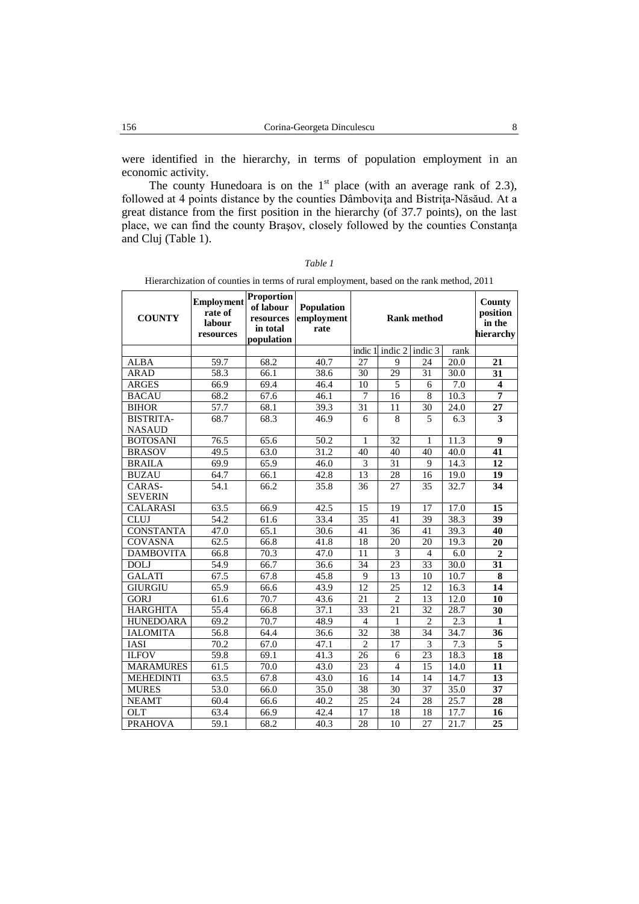were identified in the hierarchy, in terms of population employment in an economic activity.

The county Hunedoara is on the 1st place (with an average rank of 2.3), followed at 4 points distance by the counties Dâmboviţa and Bistriţa-Năsăud. At a great distance from the first position in the hierarchy (of 37.7 points), on the last place, we can find the county Braşov, closely followed by the counties Constanţa and Cluj (Table 1).

*Table 1*

Hierarchization of counties in terms of rural employment, based on the rank method, 2011

| COUNTY | Employment rate of labour resources | Proportion of labour resources in total population | Population employment rate | Rank method | | | | County position in the hierarchy |
|---|---|---|---|---|---|---|---|---|
| | | | | indic 1 | indic 2 | indic 3 | rank | |
| ALBA | 59.7 | 68.2 | 40.7 | 27 | 9 | 24 | 20.0 | **21** |
| ARAD | 58.3 | 66.1 | 38.6 | 30 | 29 | 31 | 30.0 | **31** |
| ARGES | 66.9 | 69.4 | 46.4 | 10 | 5 | 6 | 7.0 | **4** |
| BACAU | 68.2 | 67.6 | 46.1 | 7 | 16 | 8 | 10.3 | **7** |
| BIHOR | 57.7 | 68.1 | 39.3 | 31 | 11 | 30 | 24.0 | **27** |
| BISTRITA-NASAUD | 68.7 | 68.3 | 46.9 | 6 | 8 | 5 | 6.3 | **3** |
| BOTOSANI | 76.5 | 65.6 | 50.2 | 1 | 32 | 1 | 11.3 | **9** |
| BRASOV | 49.5 | 63.0 | 31.2 | 40 | 40 | 40 | 40.0 | **41** |
| BRAILA | 69.9 | 65.9 | 46.0 | 3 | 31 | 9 | 14.3 | **12** |
| BUZAU | 64.7 | 66.1 | 42.8 | 13 | 28 | 16 | 19.0 | **19** |
| CARAS-SEVERIN | 54.1 | 66.2 | 35.8 | 36 | 27 | 35 | 32.7 | **34** |
| CALARASI | 63.5 | 66.9 | 42.5 | 15 | 19 | 17 | 17.0 | **15** |
| CLUJ | 54.2 | 61.6 | 33.4 | 35 | 41 | 39 | 38.3 | **39** |
| CONSTANTA | 47.0 | 65.1 | 30.6 | 41 | 36 | 41 | 39.3 | **40** |
| COVASNA | 62.5 | 66.8 | 41.8 | 18 | 20 | 20 | 19.3 | **20** |
| DAMBOVITA | 66.8 | 70.3 | 47.0 | 11 | 3 | 4 | 6.0 | **2** |
| DOLJ | 54.9 | 66.7 | 36.6 | 34 | 23 | 33 | 30.0 | **31** |
| GALATI | 67.5 | 67.8 | 45.8 | 9 | 13 | 10 | 10.7 | **8** |
| GIURGIU | 65.9 | 66.6 | 43.9 | 12 | 25 | 12 | 16.3 | **14** |
| GORJ | 61.6 | 70.7 | 43.6 | 21 | 2 | 13 | 12.0 | **10** |
| HARGHITA | 55.4 | 66.8 | 37.1 | 33 | 21 | 32 | 28.7 | **30** |
| HUNEDOARA | 69.2 | 70.7 | 48.9 | 4 | 1 | 2 | 2.3 | **1** |
| IALOMITA | 56.8 | 64.4 | 36.6 | 32 | 38 | 34 | 34.7 | **36** |
| IASI | 70.2 | 67.0 | 47.1 | 2 | 17 | 3 | 7.3 | **5** |
| ILFOV | 59.8 | 69.1 | 41.3 | 26 | 6 | 23 | 18.3 | **18** |
| MARAMURES | 61.5 | 70.0 | 43.0 | 23 | 4 | 15 | 14.0 | **11** |
| MEHEDINTI | 63.5 | 67.8 | 43.0 | 16 | 14 | 14 | 14.7 | **13** |
| MURES | 53.0 | 66.0 | 35.0 | 38 | 30 | 37 | 35.0 | **37** |
| NEAMT | 60.4 | 66.6 | 40.2 | 25 | 24 | 28 | 25.7 | **28** |
| OLT | 63.4 | 66.9 | 42.4 | 17 | 18 | 18 | 17.7 | **16** |
| PRAHOVA | 59.1 | 68.2 | 40.3 | 28 | 10 | 27 | 21.7 | **25** |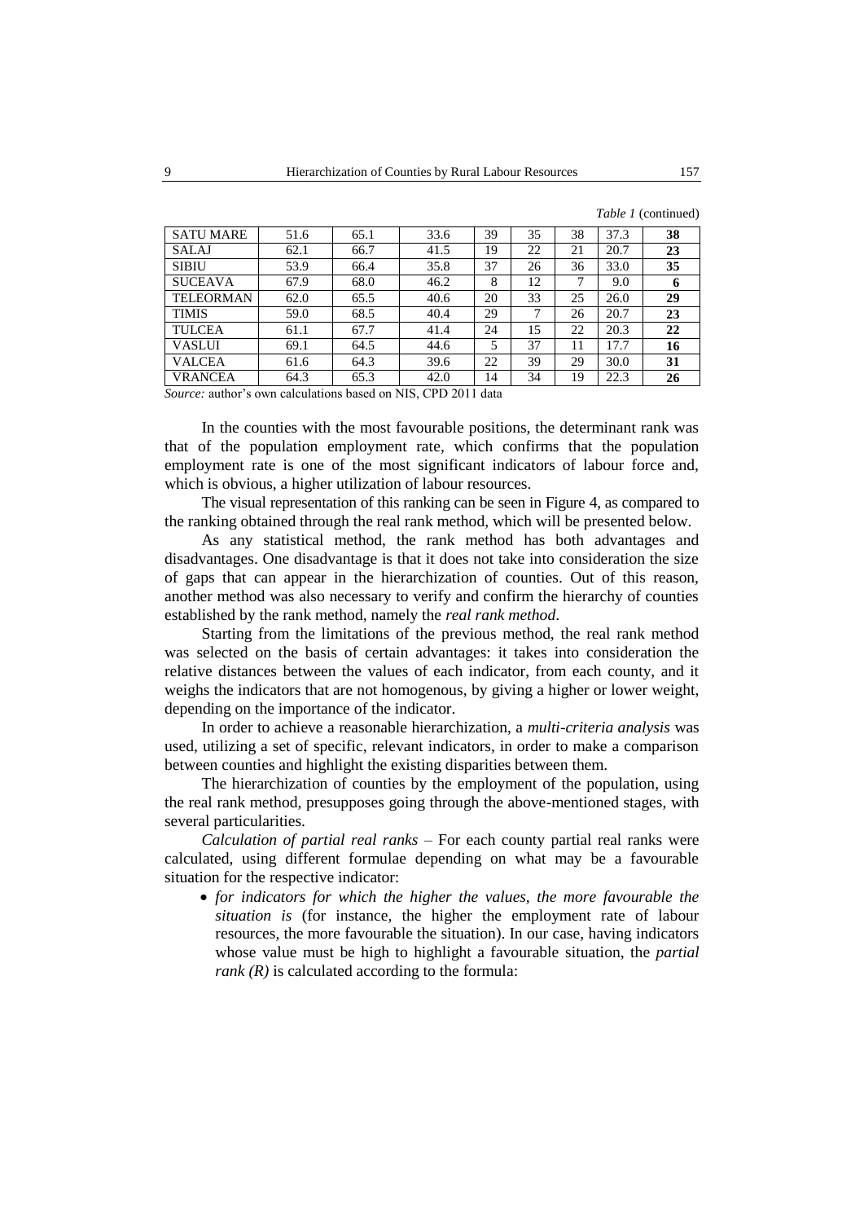*Table 1* (continued)

| | | | | | | | | |
|---|---|---|---|---|---|---|---|---|
| SATU MARE | 51.6 | 65.1 | 33.6 | 39 | 35 | 38 | 37.3 | **38** |
| SALAJ | 62.1 | 66.7 | 41.5 | 19 | 22 | 21 | 20.7 | **23** |
| SIBIU | 53.9 | 66.4 | 35.8 | 37 | 26 | 36 | 33.0 | **35** |
| SUCEAVA | 67.9 | 68.0 | 46.2 | 8 | 12 | 7 | 9.0 | **6** |
| TELEORMAN | 62.0 | 65.5 | 40.6 | 20 | 33 | 25 | 26.0 | **29** |
| TIMIS | 59.0 | 68.5 | 40.4 | 29 | 7 | 26 | 20.7 | **23** |
| TULCEA | 61.1 | 67.7 | 41.4 | 24 | 15 | 22 | 20.3 | **22** |
| VASLUI | 69.1 | 64.5 | 44.6 | 5 | 37 | 11 | 17.7 | **16** |
| VALCEA | 61.6 | 64.3 | 39.6 | 22 | 39 | 29 | 30.0 | **31** |
| VRANCEA | 64.3 | 65.3 | 42.0 | 14 | 34 | 19 | 22.3 | **26** |

*Source:* author's own calculations based on NIS, CPD 2011 data

In the counties with the most favourable positions, the determinant rank was that of the population employment rate, which confirms that the population employment rate is one of the most significant indicators of labour force and, which is obvious, a higher utilization of labour resources.

The visual representation of this ranking can be seen in Figure 4, as compared to the ranking obtained through the real rank method, which will be presented below.

As any statistical method, the rank method has both advantages and disadvantages. One disadvantage is that it does not take into consideration the size of gaps that can appear in the hierarchization of counties. Out of this reason, another method was also necessary to verify and confirm the hierarchy of counties established by the rank method, namely the *real rank method*.

Starting from the limitations of the previous method, the real rank method was selected on the basis of certain advantages: it takes into consideration the relative distances between the values of each indicator, from each county, and it weighs the indicators that are not homogenous, by giving a higher or lower weight, depending on the importance of the indicator.

In order to achieve a reasonable hierarchization, a *multi-criteria analysis* was used, utilizing a set of specific, relevant indicators, in order to make a comparison between counties and highlight the existing disparities between them.

The hierarchization of counties by the employment of the population, using the real rank method, presupposes going through the above-mentioned stages, with several particularities.

*Calculation of partial real ranks* – For each county partial real ranks were calculated, using different formulae depending on what may be a favourable situation for the respective indicator:

- *for indicators for which the higher the values, the more favourable the situation is* (for instance, the higher the employment rate of labour resources, the more favourable the situation). In our case, having indicators whose value must be high to highlight a favourable situation, the *partial rank (R)* is calculated according to the formula: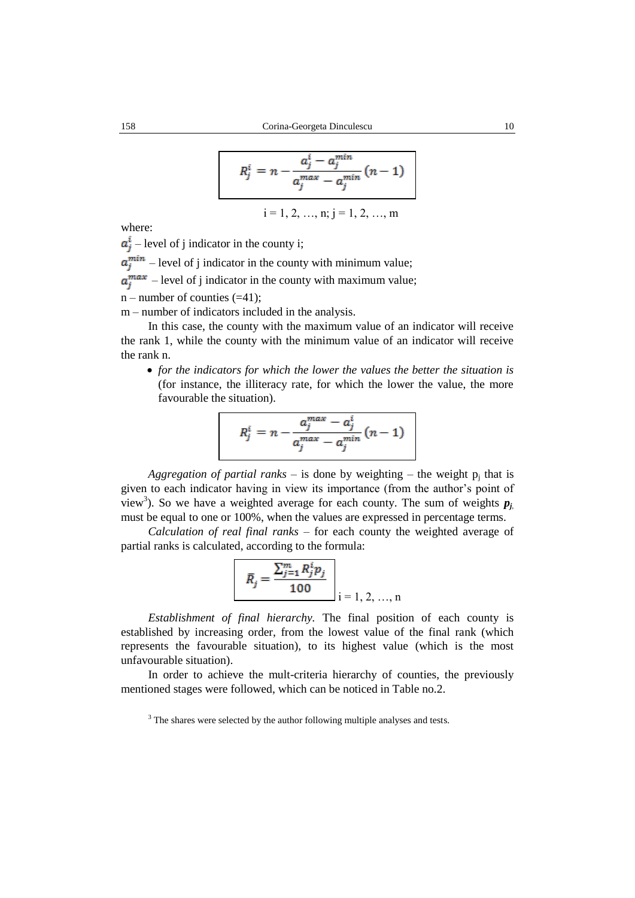$$R_j^i = n - \frac{a_j^i - a_j^{min}}{a_j^{max} - a_j^{min}}(n-1)$$

$i = 1, 2, \ldots, n$; $j = 1, 2, \ldots, m$

where:

$a_j^i$ – level of j indicator in the county i;

$a_j^{min}$ – level of j indicator in the county with minimum value;

$a_j^{max}$ – level of j indicator in the county with maximum value;

n – number of counties (=41);

m – number of indicators included in the analysis.

In this case, the county with the maximum value of an indicator will receive the rank 1, while the county with the minimum value of an indicator will receive the rank n.

- *for the indicators for which the lower the values the better the situation is* (for instance, the illiteracy rate, for which the lower the value, the more favourable the situation).

$$R_j^i = n - \frac{a_j^{max} - a_j^i}{a_j^{max} - a_j^{min}}(n-1)$$

*Aggregation of partial ranks* – is done by weighting – the weight $p_j$ that is given to each indicator having in view its importance (from the author's point of view[3]). So we have a weighted average for each county. The sum of weights $\boldsymbol{p_j}$, must be equal to one or 100%, when the values are expressed in percentage terms.

*Calculation of real final ranks* – for each county the weighted average of partial ranks is calculated, according to the formula:

$$\bar{R}_j = \frac{\sum_{j=1}^{m} R_j^i p_j}{100} \quad i = 1, 2, \ldots, n$$

*Establishment of final hierarchy.* The final position of each county is established by increasing order, from the lowest value of the final rank (which represents the favourable situation), to its highest value (which is the most unfavourable situation).

In order to achieve the mult-criteria hierarchy of counties, the previously mentioned stages were followed, which can be noticed in Table no.2.

[3] The shares were selected by the author following multiple analyses and tests.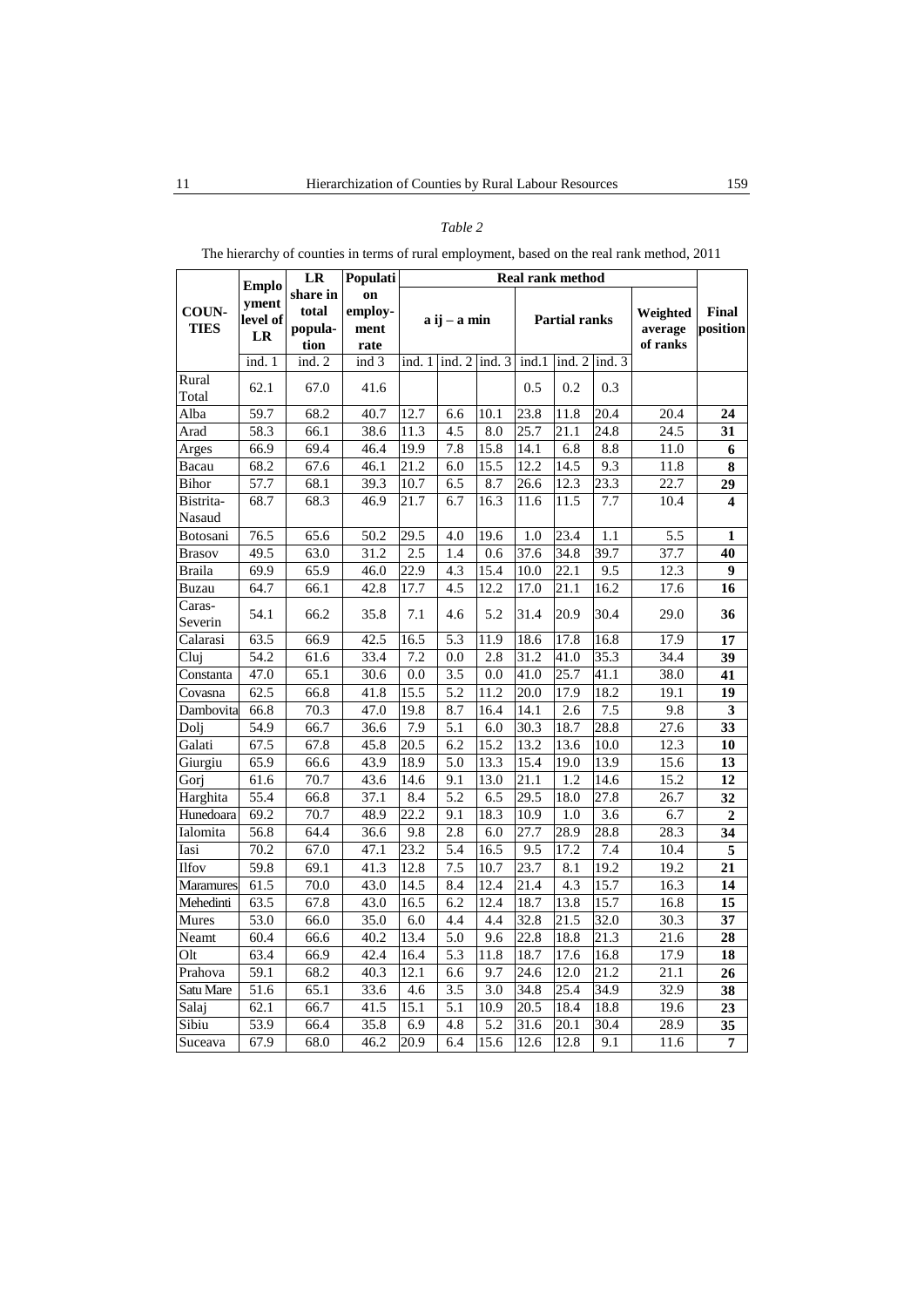*Table 2*

The hierarchy of counties in terms of rural employment, based on the real rank method, 2011

| COUN-TIES | Employment level of LR | LR share in total popula-tion | Population employ-ment rate | Real rank method | | | | | | | | |
|---|---|---|---|---|---|---|---|---|---|---|---|---|
| | | | | a ij – a min | | | Partial ranks | | | Weighted average of ranks | Final position |
| | ind. 1 | ind. 2 | ind 3 | ind. 1 | ind. 2 | ind. 3 | ind.1 | ind. 2 | ind. 3 | | |
| Rural Total | 62.1 | 67.0 | 41.6 | | | | 0.5 | 0.2 | 0.3 | | |
| Alba | 59.7 | 68.2 | 40.7 | 12.7 | 6.6 | 10.1 | 23.8 | 11.8 | 20.4 | 20.4 | **24** |
| Arad | 58.3 | 66.1 | 38.6 | 11.3 | 4.5 | 8.0 | 25.7 | 21.1 | 24.8 | 24.5 | **31** |
| Arges | 66.9 | 69.4 | 46.4 | 19.9 | 7.8 | 15.8 | 14.1 | 6.8 | 8.8 | 11.0 | **6** |
| Bacau | 68.2 | 67.6 | 46.1 | 21.2 | 6.0 | 15.5 | 12.2 | 14.5 | 9.3 | 11.8 | **8** |
| Bihor | 57.7 | 68.1 | 39.3 | 10.7 | 6.5 | 8.7 | 26.6 | 12.3 | 23.3 | 22.7 | **29** |
| Bistrita-Nasaud | 68.7 | 68.3 | 46.9 | 21.7 | 6.7 | 16.3 | 11.6 | 11.5 | 7.7 | 10.4 | **4** |
| Botosani | 76.5 | 65.6 | 50.2 | 29.5 | 4.0 | 19.6 | 1.0 | 23.4 | 1.1 | 5.5 | **1** |
| Brasov | 49.5 | 63.0 | 31.2 | 2.5 | 1.4 | 0.6 | 37.6 | 34.8 | 39.7 | 37.7 | **40** |
| Braila | 69.9 | 65.9 | 46.0 | 22.9 | 4.3 | 15.4 | 10.0 | 22.1 | 9.5 | 12.3 | **9** |
| Buzau | 64.7 | 66.1 | 42.8 | 17.7 | 4.5 | 12.2 | 17.0 | 21.1 | 16.2 | 17.6 | **16** |
| Caras-Severin | 54.1 | 66.2 | 35.8 | 7.1 | 4.6 | 5.2 | 31.4 | 20.9 | 30.4 | 29.0 | **36** |
| Calarasi | 63.5 | 66.9 | 42.5 | 16.5 | 5.3 | 11.9 | 18.6 | 17.8 | 16.8 | 17.9 | **17** |
| Cluj | 54.2 | 61.6 | 33.4 | 7.2 | 0.0 | 2.8 | 31.2 | 41.0 | 35.3 | 34.4 | **39** |
| Constanta | 47.0 | 65.1 | 30.6 | 0.0 | 3.5 | 0.0 | 41.0 | 25.7 | 41.1 | 38.0 | **41** |
| Covasna | 62.5 | 66.8 | 41.8 | 15.5 | 5.2 | 11.2 | 20.0 | 17.9 | 18.2 | 19.1 | **19** |
| Dambovita | 66.8 | 70.3 | 47.0 | 19.8 | 8.7 | 16.4 | 14.1 | 2.6 | 7.5 | 9.8 | **3** |
| Dolj | 54.9 | 66.7 | 36.6 | 7.9 | 5.1 | 6.0 | 30.3 | 18.7 | 28.8 | 27.6 | **33** |
| Galati | 67.5 | 67.8 | 45.8 | 20.5 | 6.2 | 15.2 | 13.2 | 13.6 | 10.0 | 12.3 | **10** |
| Giurgiu | 65.9 | 66.6 | 43.9 | 18.9 | 5.0 | 13.3 | 15.4 | 19.0 | 13.9 | 15.6 | **13** |
| Gorj | 61.6 | 70.7 | 43.6 | 14.6 | 9.1 | 13.0 | 21.1 | 1.2 | 14.6 | 15.2 | **12** |
| Harghita | 55.4 | 66.8 | 37.1 | 8.4 | 5.2 | 6.5 | 29.5 | 18.0 | 27.8 | 26.7 | **32** |
| Hunedoara | 69.2 | 70.7 | 48.9 | 22.2 | 9.1 | 18.3 | 10.9 | 1.0 | 3.6 | 6.7 | **2** |
| Ialomita | 56.8 | 64.4 | 36.6 | 9.8 | 2.8 | 6.0 | 27.7 | 28.9 | 28.8 | 28.3 | **34** |
| Iasi | 70.2 | 67.0 | 47.1 | 23.2 | 5.4 | 16.5 | 9.5 | 17.2 | 7.4 | 10.4 | **5** |
| Ilfov | 59.8 | 69.1 | 41.3 | 12.8 | 7.5 | 10.7 | 23.7 | 8.1 | 19.2 | 19.2 | **21** |
| Maramures | 61.5 | 70.0 | 43.0 | 14.5 | 8.4 | 12.4 | 21.4 | 4.3 | 15.7 | 16.3 | **14** |
| Mehedinti | 63.5 | 67.8 | 43.0 | 16.5 | 6.2 | 12.4 | 18.7 | 13.8 | 15.7 | 16.8 | **15** |
| Mures | 53.0 | 66.0 | 35.0 | 6.0 | 4.4 | 4.4 | 32.8 | 21.5 | 32.0 | 30.3 | **37** |
| Neamt | 60.4 | 66.6 | 40.2 | 13.4 | 5.0 | 9.6 | 22.8 | 18.8 | 21.3 | 21.6 | **28** |
| Olt | 63.4 | 66.9 | 42.4 | 16.4 | 5.3 | 11.8 | 18.7 | 17.6 | 16.8 | 17.9 | **18** |
| Prahova | 59.1 | 68.2 | 40.3 | 12.1 | 6.6 | 9.7 | 24.6 | 12.0 | 21.2 | 21.1 | **26** |
| Satu Mare | 51.6 | 65.1 | 33.6 | 4.6 | 3.5 | 3.0 | 34.8 | 25.4 | 34.9 | 32.9 | **38** |
| Salaj | 62.1 | 66.7 | 41.5 | 15.1 | 5.1 | 10.9 | 20.5 | 18.4 | 18.8 | 19.6 | **23** |
| Sibiu | 53.9 | 66.4 | 35.8 | 6.9 | 4.8 | 5.2 | 31.6 | 20.1 | 30.4 | 28.9 | **35** |
| Suceava | 67.9 | 68.0 | 46.2 | 20.9 | 6.4 | 15.6 | 12.6 | 12.8 | 9.1 | 11.6 | **7** |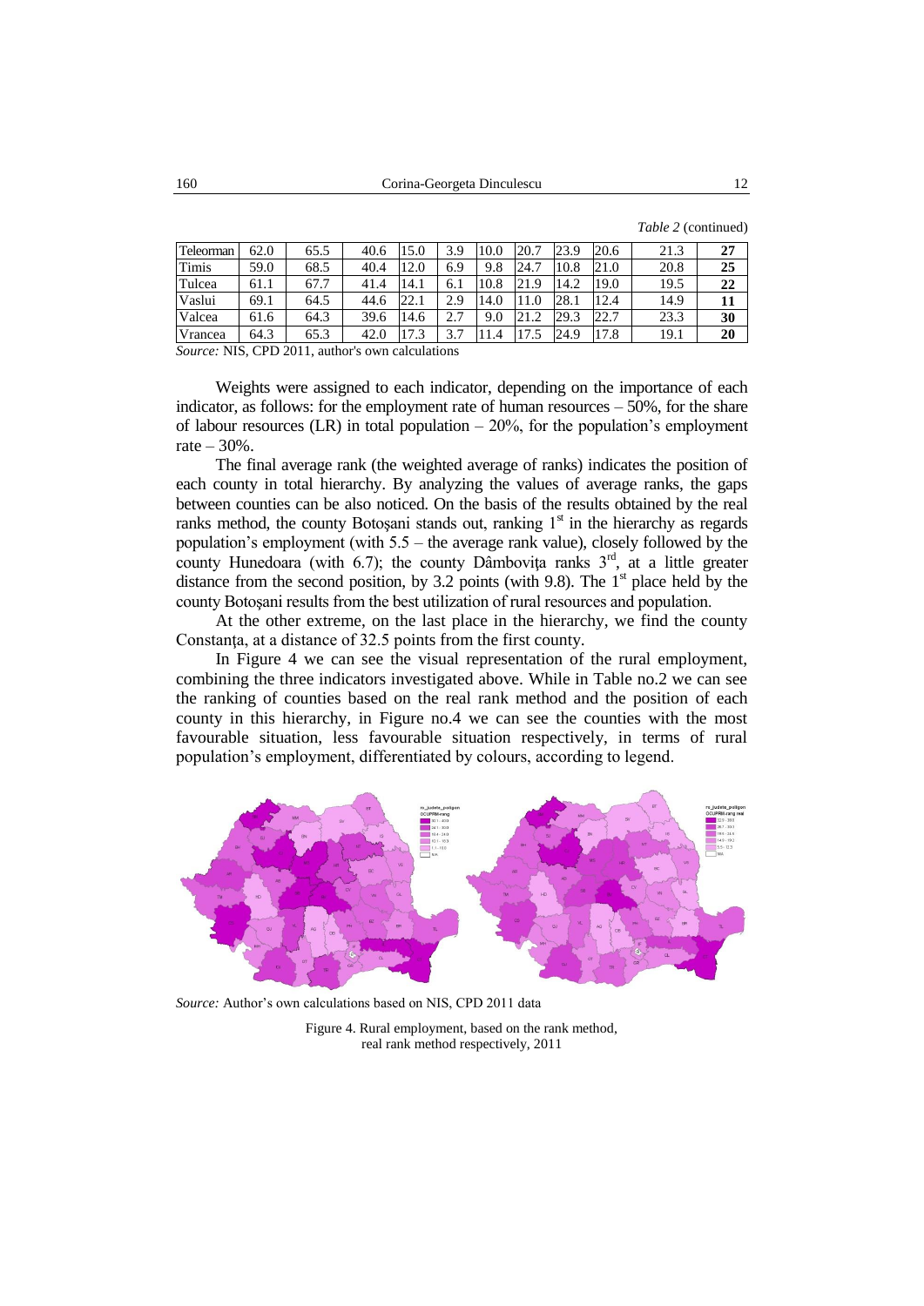*Table 2* (continued)

| | | | | | | | | | | | |
|---|---|---|---|---|---|---|---|---|---|---|---|
| Teleorman | 62.0 | 65.5 | 40.6 | 15.0 | 3.9 | 10.0 | 20.7 | 23.9 | 20.6 | 21.3 | **27** |
| Timis | 59.0 | 68.5 | 40.4 | 12.0 | 6.9 | 9.8 | 24.7 | 10.8 | 21.0 | 20.8 | **25** |
| Tulcea | 61.1 | 67.7 | 41.4 | 14.1 | 6.1 | 10.8 | 21.9 | 14.2 | 19.0 | 19.5 | **22** |
| Vaslui | 69.1 | 64.5 | 44.6 | 22.1 | 2.9 | 14.0 | 11.0 | 28.1 | 12.4 | 14.9 | **11** |
| Valcea | 61.6 | 64.3 | 39.6 | 14.6 | 2.7 | 9.0 | 21.2 | 29.3 | 22.7 | 23.3 | **30** |
| Vrancea | 64.3 | 65.3 | 42.0 | 17.3 | 3.7 | 11.4 | 17.5 | 24.9 | 17.8 | 19.1 | **20** |

*Source:* NIS, CPD 2011, author's own calculations

Weights were assigned to each indicator, depending on the importance of each indicator, as follows: for the employment rate of human resources – 50%, for the share of labour resources (LR) in total population – 20%, for the population's employment rate – 30%.

The final average rank (the weighted average of ranks) indicates the position of each county in total hierarchy. By analyzing the values of average ranks, the gaps between counties can be also noticed. On the basis of the results obtained by the real ranks method, the county Botoşani stands out, ranking 1st in the hierarchy as regards population's employment (with 5.5 – the average rank value), closely followed by the county Hunedoara (with 6.7); the county Dâmboviţa ranks 3rd, at a little greater distance from the second position, by 3.2 points (with 9.8). The 1st place held by the county Botoşani results from the best utilization of rural resources and population.

At the other extreme, on the last place in the hierarchy, we find the county Constanţa, at a distance of 32.5 points from the first county.

In Figure 4 we can see the visual representation of the rural employment, combining the three indicators investigated above. While in Table no.2 we can see the ranking of counties based on the real rank method and the position of each county in this hierarchy, in Figure no.4 we can see the counties with the most favourable situation, less favourable situation respectively, in terms of rural population's employment, differentiated by colours, according to legend.

*Source:* Author's own calculations based on NIS, CPD 2011 data

Figure 4. Rural employment, based on the rank method, real rank method respectively, 2011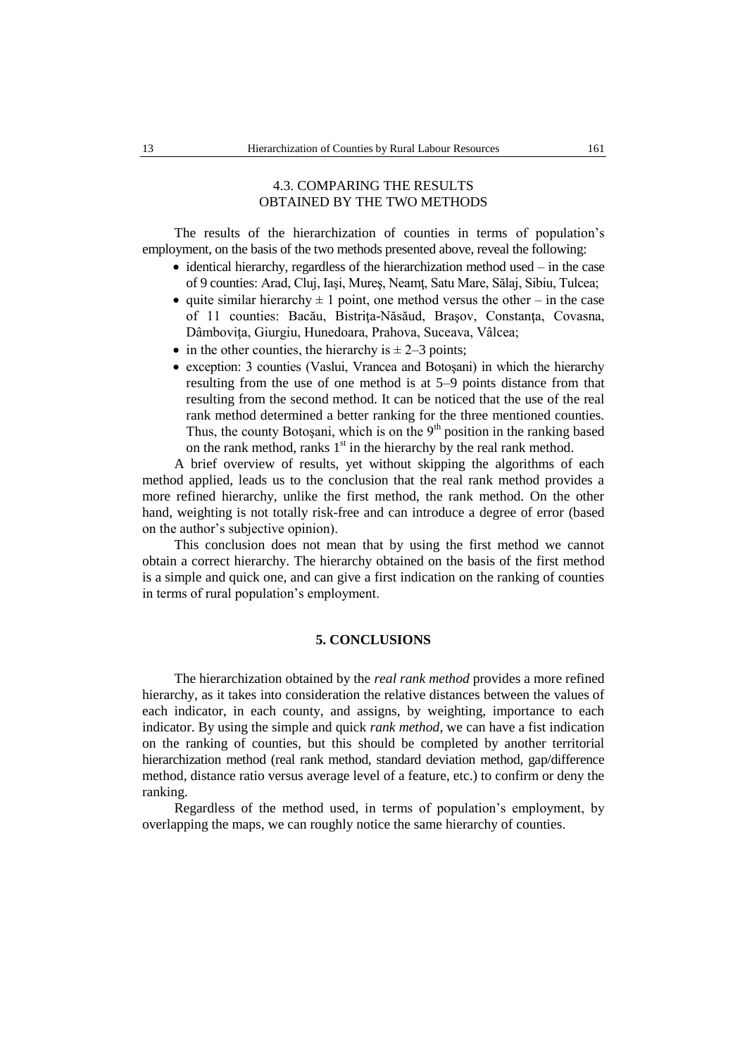## 4.3. COMPARING THE RESULTS OBTAINED BY THE TWO METHODS

The results of the hierarchization of counties in terms of population's employment, on the basis of the two methods presented above, reveal the following:

- identical hierarchy, regardless of the hierarchization method used – in the case of 9 counties: Arad, Cluj, Iaşi, Mureş, Neamţ, Satu Mare, Sălaj, Sibiu, Tulcea;
- quite similar hierarchy $\pm$ 1 point, one method versus the other – in the case of 11 counties: Bacău, Bistriţa-Năsăud, Braşov, Constanţa, Covasna, Dâmboviţa, Giurgiu, Hunedoara, Prahova, Suceava, Vâlcea;
- in the other counties, the hierarchy is $\pm$ 2–3 points;
- exception: 3 counties (Vaslui, Vrancea and Botoşani) in which the hierarchy resulting from the use of one method is at 5–9 points distance from that resulting from the second method. It can be noticed that the use of the real rank method determined a better ranking for the three mentioned counties. Thus, the county Botoşani, which is on the 9th position in the ranking based on the rank method, ranks 1st in the hierarchy by the real rank method.

A brief overview of results, yet without skipping the algorithms of each method applied, leads us to the conclusion that the real rank method provides a more refined hierarchy, unlike the first method, the rank method. On the other hand, weighting is not totally risk-free and can introduce a degree of error (based on the author's subjective opinion).

This conclusion does not mean that by using the first method we cannot obtain a correct hierarchy. The hierarchy obtained on the basis of the first method is a simple and quick one, and can give a first indication on the ranking of counties in terms of rural population's employment.

## 5. CONCLUSIONS

The hierarchization obtained by the *real rank method* provides a more refined hierarchy, as it takes into consideration the relative distances between the values of each indicator, in each county, and assigns, by weighting, importance to each indicator. By using the simple and quick *rank method,* we can have a fist indication on the ranking of counties, but this should be completed by another territorial hierarchization method (real rank method, standard deviation method, gap/difference method, distance ratio versus average level of a feature, etc.) to confirm or deny the ranking.

Regardless of the method used, in terms of population's employment, by overlapping the maps, we can roughly notice the same hierarchy of counties.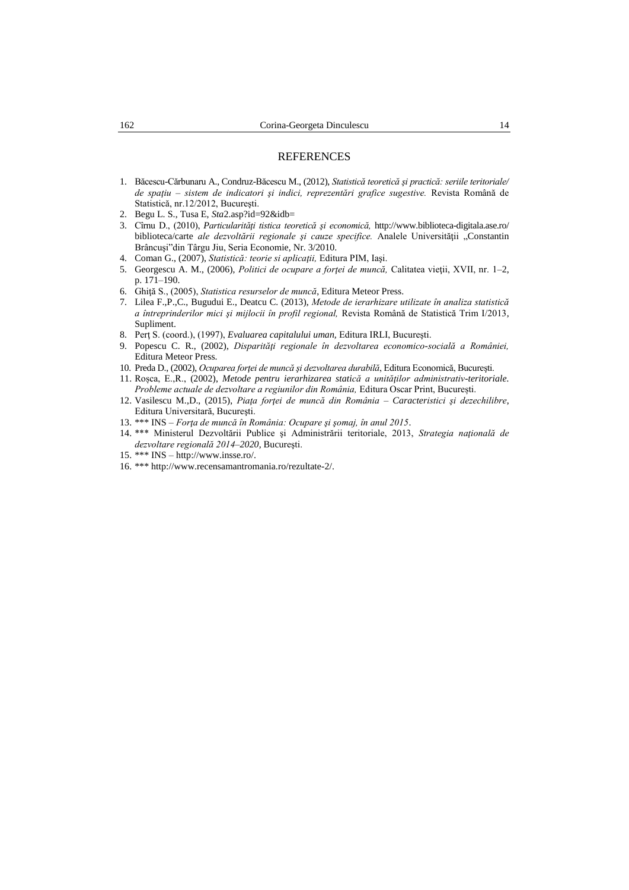## REFERENCES

1. Băcescu-Cărbunaru A., Condruz-Băcescu M., (2012), *Statistică teoretică şi practică: seriile teritoriale/ de spaţiu – sistem de indicatori şi indici, reprezentări grafice sugestive.* Revista Română de Statistică, nr.12/2012, Bucureşti.
2. Begu L. S., Tusa E, *Sta*2.asp?id=92&idb=
3. Cîrnu D., (2010), *Particularităţi tistica teoretică şi economică,* http://www.biblioteca-digitala.ase.ro/ biblioteca/carte *ale dezvoltării regionale şi cauze specifice.* Analele Universităţii „Constantin Brâncuşi"din Târgu Jiu, Seria Economie, Nr. 3/2010.
4. Coman G., (2007), *Statistică: teorie si aplicaţii,* Editura PIM, Iaşi.
5. Georgescu A. M., (2006), *Politici de ocupare a forţei de muncă,* Calitatea vieţii, XVII, nr. 1–2, p. 171–190.
6. Ghiţă S., (2005), *Statistica resurselor de muncă*, Editura Meteor Press.
7. Lilea F.,P.,C., Bugudui E., Deatcu C. (2013), *Metode de ierarhizare utilizate în analiza statistică a întreprinderilor mici şi mijlocii în profil regional,* Revista Română de Statistică Trim I/2013, Supliment.
8. Perţ S. (coord.), (1997), *Evaluarea capitalului uman,* Editura IRLI, Bucureşti.
9. Popescu C. R., (2002), *Disparităţi regionale în dezvoltarea economico-socială a României,* Editura Meteor Press.
10. Preda D., (2002), *Ocuparea forţei de muncă şi dezvoltarea durabilă*, Editura Economică, Bucureşti.
11. Roşca, E.,R., (2002), *Metode pentru ierarhizarea statică a unităţilor administrativ-teritoriale. Probleme actuale de dezvoltare a regiunilor din România,* Editura Oscar Print, Bucureşti.
12. Vasilescu M.,D., (2015), *Piaţa forţei de muncă din România – Caracteristici şi dezechilibre*, Editura Universitară, Bucureşti.
13. \*\*\* INS – *Forţa de muncă în România: Ocupare şi şomaj, în anul 2015*.
14. \*\*\* Ministerul Dezvoltării Publice şi Administrării teritoriale, 2013, *Strategia naţională de dezvoltare regională 2014–2020*, Bucureşti.
15. \*\*\* INS – http://www.insse.ro/.
16. \*\*\* http://www.recensamantromania.ro/rezultate-2/.